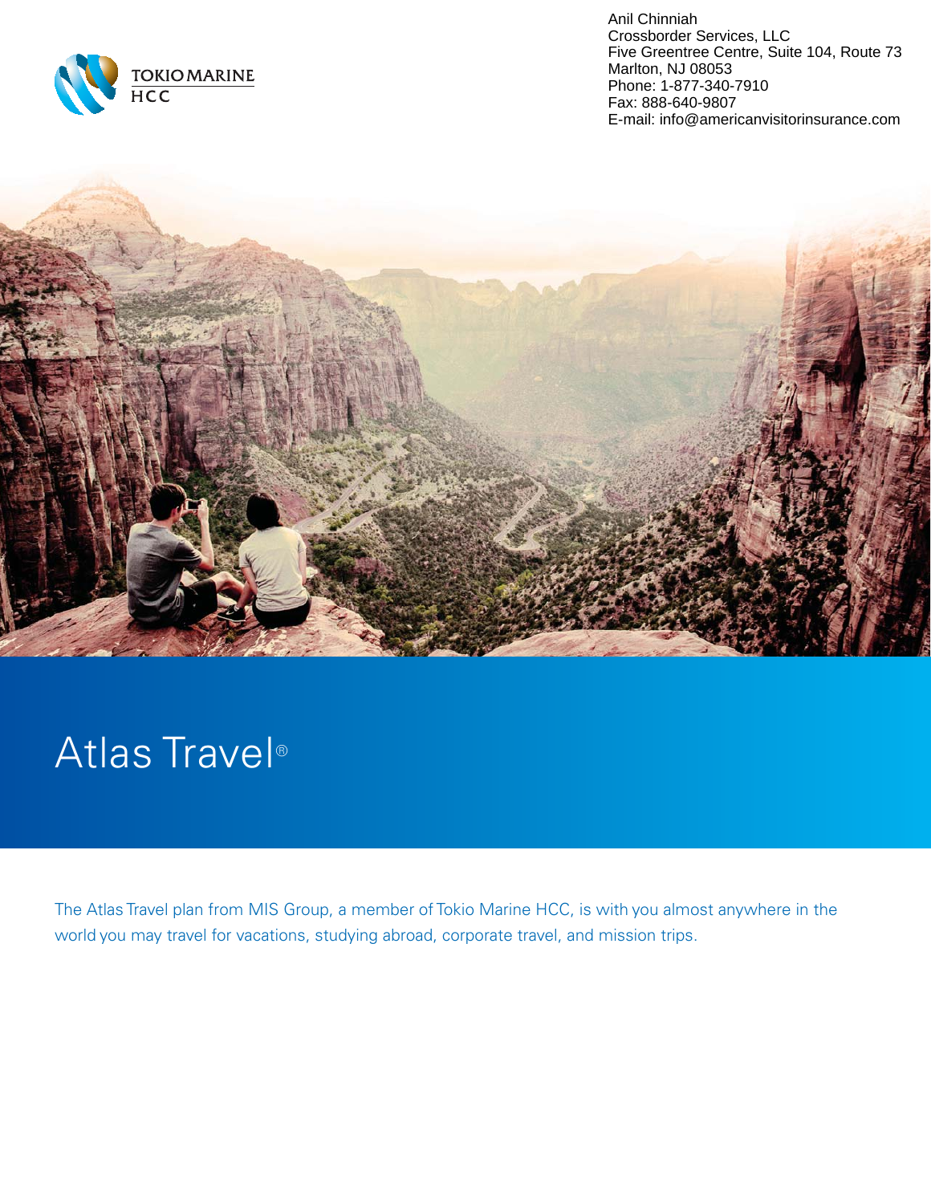Anil Chinniah
Crossborder Services, LLC
Five Greentree Centre, Suite 104, Route 73
Marlton, NJ 08053
Phone: 1-877-340-7910
Fax: 888-640-9807
E-mail: info@americanvisitorinsurance.com

TOKIO MARINE HCC

# Atlas Travel®

The Atlas Travel plan from MIS Group, a member of Tokio Marine HCC, is with you almost anywhere in the world you may travel for vacations, studying abroad, corporate travel, and mission trips.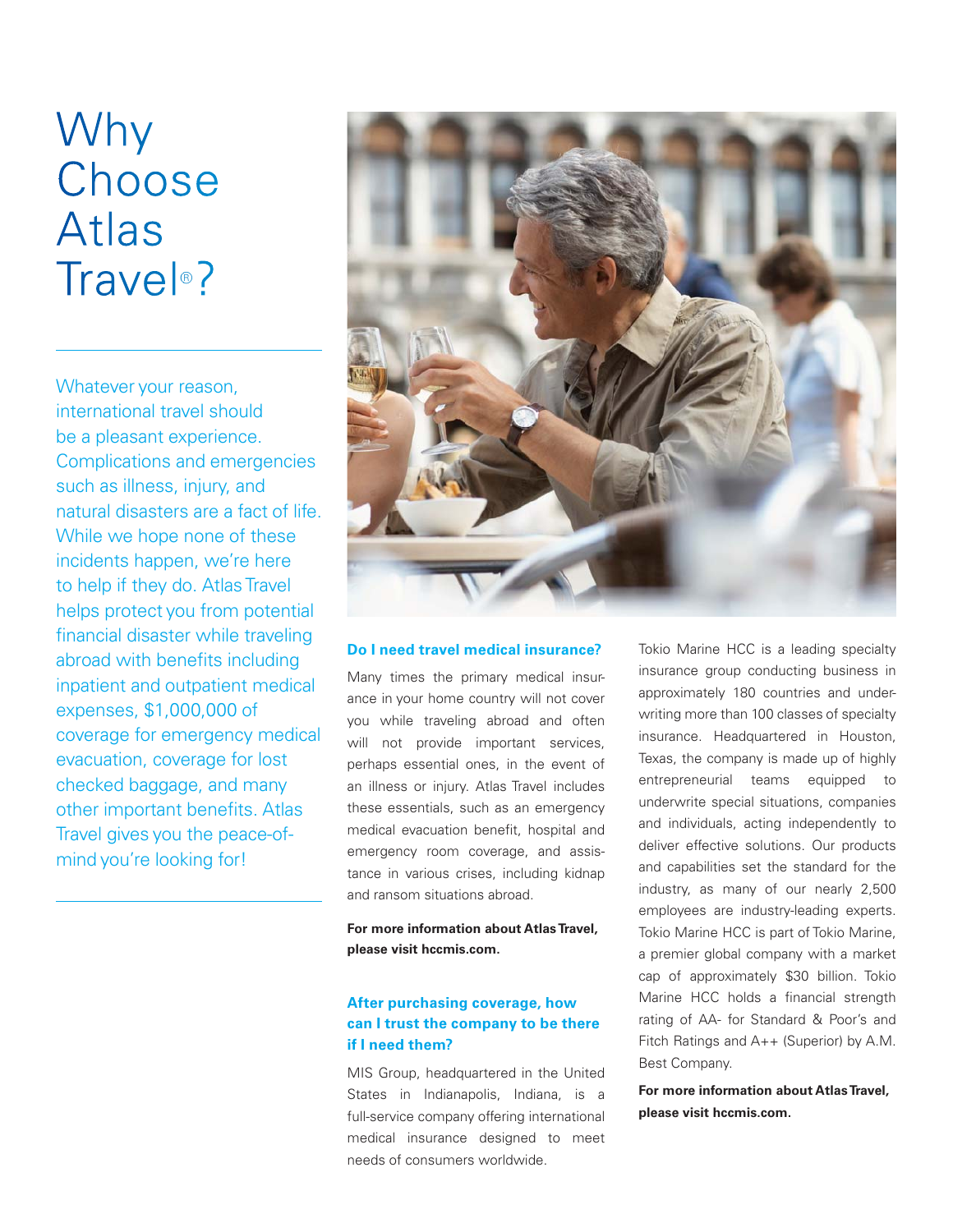# Why Choose Atlas Travel®?

Whatever your reason, international travel should be a pleasant experience. Complications and emergencies such as illness, injury, and natural disasters are a fact of life. While we hope none of these incidents happen, we're here to help if they do. Atlas Travel helps protect you from potential financial disaster while traveling abroad with benefits including inpatient and outpatient medical expenses, $1,000,000 of coverage for emergency medical evacuation, coverage for lost checked baggage, and many other important benefits. Atlas Travel gives you the peace-of-mind you're looking for!

### Do I need travel medical insurance?

Many times the primary medical insurance in your home country will not cover you while traveling abroad and often will not provide important services, perhaps essential ones, in the event of an illness or injury. Atlas Travel includes these essentials, such as an emergency medical evacuation benefit, hospital and emergency room coverage, and assistance in various crises, including kidnap and ransom situations abroad.

**For more information about Atlas Travel, please visit hccmis.com.**

### After purchasing coverage, how can I trust the company to be there if I need them?

MIS Group, headquartered in the United States in Indianapolis, Indiana, is a full-service company offering international medical insurance designed to meet needs of consumers worldwide.

Tokio Marine HCC is a leading specialty insurance group conducting business in approximately 180 countries and underwriting more than 100 classes of specialty insurance. Headquartered in Houston, Texas, the company is made up of highly entrepreneurial teams equipped to underwrite special situations, companies and individuals, acting independently to deliver effective solutions. Our products and capabilities set the standard for the industry, as many of our nearly 2,500 employees are industry-leading experts. Tokio Marine HCC is part of Tokio Marine, a premier global company with a market cap of approximately $30 billion. Tokio Marine HCC holds a financial strength rating of AA- for Standard & Poor's and Fitch Ratings and A++ (Superior) by A.M. Best Company.

**For more information about Atlas Travel, please visit hccmis.com.**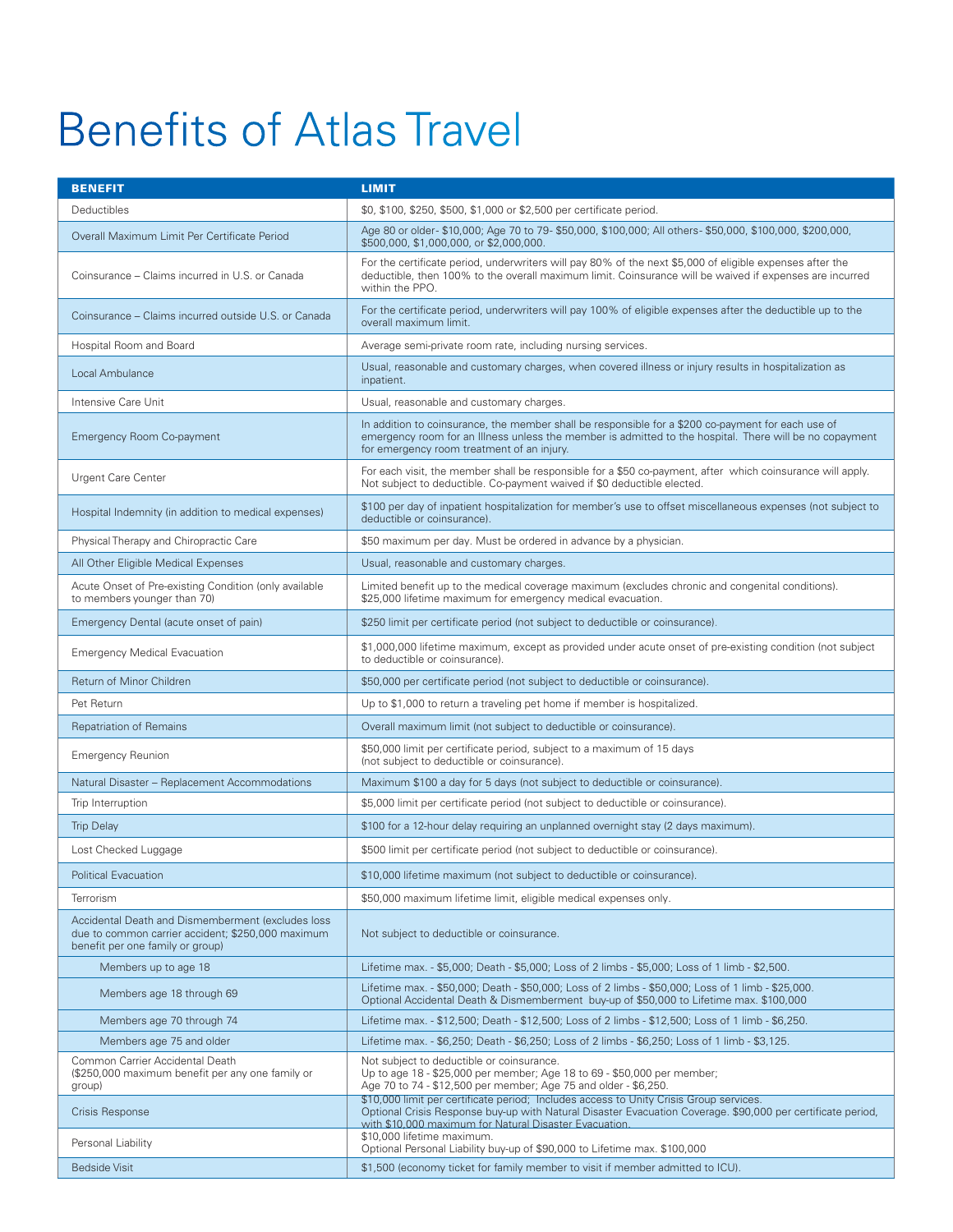# Benefits of Atlas Travel

| BENEFIT | LIMIT |
| --- | --- |
| Deductibles | $0, $100, $250, $500, $1,000 or $2,500 per certificate period. |
| Overall Maximum Limit Per Certificate Period | Age 80 or older- $10,000; Age 70 to 79- $50,000, $100,000; All others- $50,000, $100,000, $200,000, $500,000, $1,000,000, or $2,000,000. |
| Coinsurance – Claims incurred in U.S. or Canada | For the certificate period, underwriters will pay 80% of the next $5,000 of eligible expenses after the deductible, then 100% to the overall maximum limit. Coinsurance will be waived if expenses are incurred within the PPO. |
| Coinsurance – Claims incurred outside U.S. or Canada | For the certificate period, underwriters will pay 100% of eligible expenses after the deductible up to the overall maximum limit. |
| Hospital Room and Board | Average semi-private room rate, including nursing services. |
| Local Ambulance | Usual, reasonable and customary charges, when covered illness or injury results in hospitalization as inpatient. |
| Intensive Care Unit | Usual, reasonable and customary charges. |
| Emergency Room Co-payment | In addition to coinsurance, the member shall be responsible for a $200 co-payment for each use of emergency room for an Illness unless the member is admitted to the hospital. There will be no copayment for emergency room treatment of an injury. |
| Urgent Care Center | For each visit, the member shall be responsible for a $50 co-payment, after which coinsurance will apply. Not subject to deductible. Co-payment waived if $0 deductible elected. |
| Hospital Indemnity (in addition to medical expenses) | $100 per day of inpatient hospitalization for member's use to offset miscellaneous expenses (not subject to deductible or coinsurance). |
| Physical Therapy and Chiropractic Care | $50 maximum per day. Must be ordered in advance by a physician. |
| All Other Eligible Medical Expenses | Usual, reasonable and customary charges. |
| Acute Onset of Pre-existing Condition (only available to members younger than 70) | Limited benefit up to the medical coverage maximum (excludes chronic and congenital conditions). $25,000 lifetime maximum for emergency medical evacuation. |
| Emergency Dental (acute onset of pain) | $250 limit per certificate period (not subject to deductible or coinsurance). |
| Emergency Medical Evacuation | $1,000,000 lifetime maximum, except as provided under acute onset of pre-existing condition (not subject to deductible or coinsurance). |
| Return of Minor Children | $50,000 per certificate period (not subject to deductible or coinsurance). |
| Pet Return | Up to $1,000 to return a traveling pet home if member is hospitalized. |
| Repatriation of Remains | Overall maximum limit (not subject to deductible or coinsurance). |
| Emergency Reunion | $50,000 limit per certificate period, subject to a maximum of 15 days (not subject to deductible or coinsurance). |
| Natural Disaster – Replacement Accommodations | Maximum $100 a day for 5 days (not subject to deductible or coinsurance). |
| Trip Interruption | $5,000 limit per certificate period (not subject to deductible or coinsurance). |
| Trip Delay | $100 for a 12-hour delay requiring an unplanned overnight stay (2 days maximum). |
| Lost Checked Luggage | $500 limit per certificate period (not subject to deductible or coinsurance). |
| Political Evacuation | $10,000 lifetime maximum (not subject to deductible or coinsurance). |
| Terrorism | $50,000 maximum lifetime limit, eligible medical expenses only. |
| Accidental Death and Dismemberment (excludes loss due to common carrier accident; $250,000 maximum benefit per one family or group) | Not subject to deductible or coinsurance. |
| Members up to age 18 | Lifetime max. - $5,000; Death - $5,000; Loss of 2 limbs - $5,000; Loss of 1 limb - $2,500. |
| Members age 18 through 69 | Lifetime max. - $50,000; Death - $50,000; Loss of 2 limbs - $50,000; Loss of 1 limb - $25,000. Optional Accidental Death & Dismemberment buy-up of $50,000 to Lifetime max. $100,000 |
| Members age 70 through 74 | Lifetime max. - $12,500; Death - $12,500; Loss of 2 limbs - $12,500; Loss of 1 limb - $6,250. |
| Members age 75 and older | Lifetime max. - $6,250; Death - $6,250; Loss of 2 limbs - $6,250; Loss of 1 limb - $3,125. |
| Common Carrier Accidental Death ($250,000 maximum benefit per any one family or group) | Not subject to deductible or coinsurance. Up to age 18 - $25,000 per member; Age 18 to 69 - $50,000 per member; Age 70 to 74 - $12,500 per member; Age 75 and older - $6,250. |
| Crisis Response | $10,000 limit per certificate period; Includes access to Unity Crisis Group services. Optional Crisis Response buy-up with Natural Disaster Evacuation Coverage. $90,000 per certificate period, with $10,000 maximum for Natural Disaster Evacuation. |
| Personal Liability | $10,000 lifetime maximum. Optional Personal Liability buy-up of $90,000 to Lifetime max. $100,000 |
| Bedside Visit | $1,500 (economy ticket for family member to visit if member admitted to ICU). |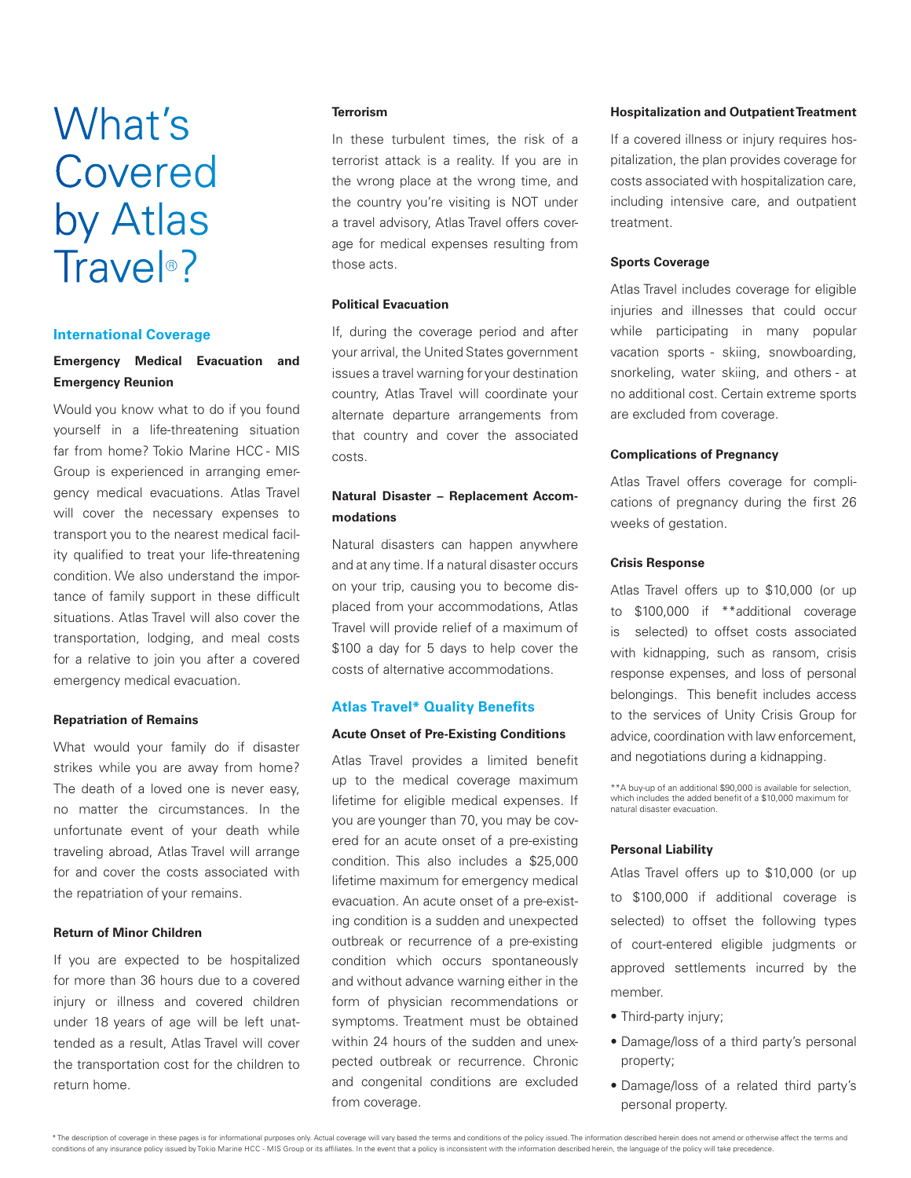# What's Covered by Atlas Travel®?

## International Coverage

### Emergency Medical Evacuation and Emergency Reunion

Would you know what to do if you found yourself in a life-threatening situation far from home? Tokio Marine HCC - MIS Group is experienced in arranging emergency medical evacuations. Atlas Travel will cover the necessary expenses to transport you to the nearest medical facility qualified to treat your life-threatening condition. We also understand the importance of family support in these difficult situations. Atlas Travel will also cover the transportation, lodging, and meal costs for a relative to join you after a covered emergency medical evacuation.

### Repatriation of Remains

What would your family do if disaster strikes while you are away from home? The death of a loved one is never easy, no matter the circumstances. In the unfortunate event of your death while traveling abroad, Atlas Travel will arrange for and cover the costs associated with the repatriation of your remains.

### Return of Minor Children

If you are expected to be hospitalized for more than 36 hours due to a covered injury or illness and covered children under 18 years of age will be left unattended as a result, Atlas Travel will cover the transportation cost for the children to return home.

### Terrorism

In these turbulent times, the risk of a terrorist attack is a reality. If you are in the wrong place at the wrong time, and the country you're visiting is NOT under a travel advisory, Atlas Travel offers coverage for medical expenses resulting from those acts.

### Political Evacuation

If, during the coverage period and after your arrival, the United States government issues a travel warning for your destination country, Atlas Travel will coordinate your alternate departure arrangements from that country and cover the associated costs.

### Natural Disaster – Replacement Accommodations

Natural disasters can happen anywhere and at any time. If a natural disaster occurs on your trip, causing you to become displaced from your accommodations, Atlas Travel will provide relief of a maximum of $100 a day for 5 days to help cover the costs of alternative accommodations.

## Atlas Travel* Quality Benefits

### Acute Onset of Pre-Existing Conditions

Atlas Travel provides a limited benefit up to the medical coverage maximum lifetime for eligible medical expenses. If you are younger than 70, you may be covered for an acute onset of a pre-existing condition. This also includes a $25,000 lifetime maximum for emergency medical evacuation. An acute onset of a pre-existing condition is a sudden and unexpected outbreak or recurrence of a pre-existing condition which occurs spontaneously and without advance warning either in the form of physician recommendations or symptoms. Treatment must be obtained within 24 hours of the sudden and unexpected outbreak or recurrence. Chronic and congenital conditions are excluded from coverage.

### Hospitalization and Outpatient Treatment

If a covered illness or injury requires hospitalization, the plan provides coverage for costs associated with hospitalization care, including intensive care, and outpatient treatment.

### Sports Coverage

Atlas Travel includes coverage for eligible injuries and illnesses that could occur while participating in many popular vacation sports - skiing, snowboarding, snorkeling, water skiing, and others - at no additional cost. Certain extreme sports are excluded from coverage.

### Complications of Pregnancy

Atlas Travel offers coverage for complications of pregnancy during the first 26 weeks of gestation.

### Crisis Response

Atlas Travel offers up to $10,000 (or up to $100,000 if **additional coverage is selected) to offset costs associated with kidnapping, such as ransom, crisis response expenses, and loss of personal belongings. This benefit includes access to the services of Unity Crisis Group for advice, coordination with law enforcement, and negotiations during a kidnapping.

**A buy-up of an additional $90,000 is available for selection, which includes the added benefit of a $10,000 maximum for natural disaster evacuation.

### Personal Liability

Atlas Travel offers up to $10,000 (or up to $100,000 if additional coverage is selected) to offset the following types of court-entered eligible judgments or approved settlements incurred by the member.

- Third-party injury;
- Damage/loss of a third party's personal property;
- Damage/loss of a related third party's personal property.

* The description of coverage in these pages is for informational purposes only. Actual coverage will vary based the terms and conditions of the policy issued. The information described herein does not amend or otherwise affect the terms and conditions of any insurance policy issued by Tokio Marine HCC - MIS Group or its affiliates. In the event that a policy is inconsistent with the information described herein, the language of the policy will take precedence.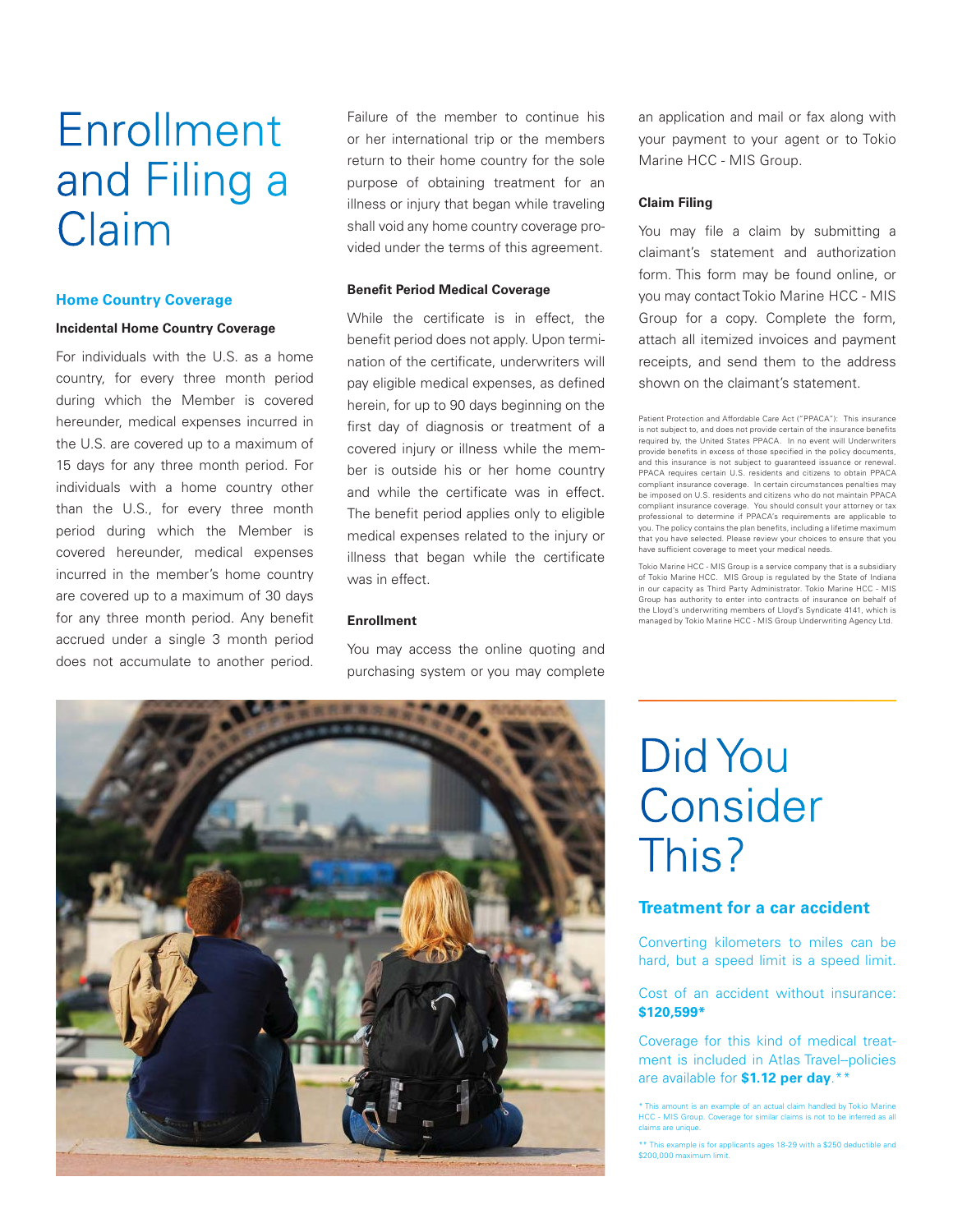# Enrollment and Filing a Claim

## Home Country Coverage

### Incidental Home Country Coverage

For individuals with the U.S. as a home country, for every three month period during which the Member is covered hereunder, medical expenses incurred in the U.S. are covered up to a maximum of 15 days for any three month period. For individuals with a home country other than the U.S., for every three month period during which the Member is covered hereunder, medical expenses incurred in the member's home country are covered up to a maximum of 30 days for any three month period. Any benefit accrued under a single 3 month period does not accumulate to another period.

Failure of the member to continue his or her international trip or the members return to their home country for the sole purpose of obtaining treatment for an illness or injury that began while traveling shall void any home country coverage provided under the terms of this agreement.

### Benefit Period Medical Coverage

While the certificate is in effect, the benefit period does not apply. Upon termination of the certificate, underwriters will pay eligible medical expenses, as defined herein, for up to 90 days beginning on the first day of diagnosis or treatment of a covered injury or illness while the member is outside his or her home country and while the certificate was in effect. The benefit period applies only to eligible medical expenses related to the injury or illness that began while the certificate was in effect.

### Enrollment

You may access the online quoting and purchasing system or you may complete an application and mail or fax along with your payment to your agent or to Tokio Marine HCC - MIS Group.

### Claim Filing

You may file a claim by submitting a claimant's statement and authorization form. This form may be found online, or you may contact Tokio Marine HCC - MIS Group for a copy. Complete the form, attach all itemized invoices and payment receipts, and send them to the address shown on the claimant's statement.

Patient Protection and Affordable Care Act ("PPACA"): This insurance is not subject to, and does not provide certain of the insurance benefits required by, the United States PPACA. In no event will Underwriters provide benefits in excess of those specified in the policy documents, and this insurance is not subject to guaranteed issuance or renewal. PPACA requires certain U.S. residents and citizens to obtain PPACA compliant insurance coverage. In certain circumstances penalties may be imposed on U.S. residents and citizens who do not maintain PPACA compliant insurance coverage. You should consult your attorney or tax professional to determine if PPACA's requirements are applicable to you. The policy contains the plan benefits, including a lifetime maximum that you have selected. Please review your choices to ensure that you have sufficient coverage to meet your medical needs.

Tokio Marine HCC - MIS Group is a service company that is a subsidiary of Tokio Marine HCC. MIS Group is regulated by the State of Indiana in our capacity as Third Party Administrator. Tokio Marine HCC - MIS Group has authority to enter into contracts of insurance on behalf of the Lloyd's underwriting members of Lloyd's Syndicate 4141, which is managed by Tokio Marine HCC - MIS Group Underwriting Agency Ltd.

# Did You Consider This?

## Treatment for a car accident

Converting kilometers to miles can be hard, but a speed limit is a speed limit.

Cost of an accident without insurance: **$120,599***

Coverage for this kind of medical treatment is included in Atlas Travel–policies are available for **$1.12 per day**.**

* This amount is an example of an actual claim handled by Tokio Marine HCC - MIS Group. Coverage for similar claims is not to be inferred as all claims are unique.

** This example is for applicants ages 18-29 with a $250 deductible and $200,000 maximum limit.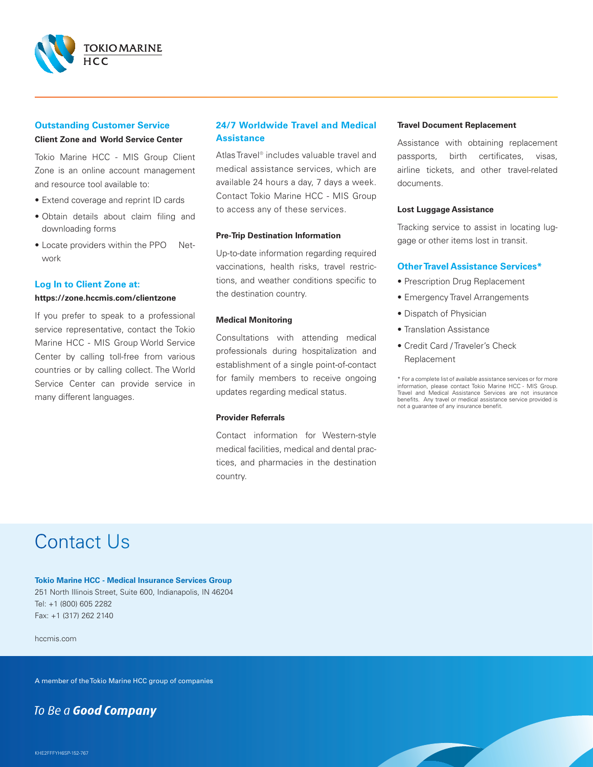## Outstanding Customer Service

**Client Zone and World Service Center**

Tokio Marine HCC - MIS Group Client Zone is an online account management and resource tool available to:

- Extend coverage and reprint ID cards
- Obtain details about claim filing and downloading forms
- Locate providers within the PPO Network

## Log In to Client Zone at:

**https://zone.hccmis.com/clientzone**

If you prefer to speak to a professional service representative, contact the Tokio Marine HCC - MIS Group World Service Center by calling toll-free from various countries or by calling collect. The World Service Center can provide service in many different languages.

## 24/7 Worldwide Travel and Medical Assistance

Atlas Travel® includes valuable travel and medical assistance services, which are available 24 hours a day, 7 days a week. Contact Tokio Marine HCC - MIS Group to access any of these services.

**Pre-Trip Destination Information**

Up-to-date information regarding required vaccinations, health risks, travel restrictions, and weather conditions specific to the destination country.

**Medical Monitoring**

Consultations with attending medical professionals during hospitalization and establishment of a single point-of-contact for family members to receive ongoing updates regarding medical status.

**Provider Referrals**

Contact information for Western-style medical facilities, medical and dental practices, and pharmacies in the destination country.

**Travel Document Replacement**

Assistance with obtaining replacement passports, birth certificates, visas, airline tickets, and other travel-related documents.

**Lost Luggage Assistance**

Tracking service to assist in locating luggage or other items lost in transit.

## Other Travel Assistance Services*

- Prescription Drug Replacement
- Emergency Travel Arrangements
- Dispatch of Physician
- Translation Assistance
- Credit Card / Traveler's Check Replacement

* For a complete list of available assistance services or for more information, please contact Tokio Marine HCC - MIS Group. Travel and Medical Assistance Services are not insurance benefits. Any travel or medical assistance service provided is not a guarantee of any insurance benefit.

# Contact Us

**Tokio Marine HCC - Medical Insurance Services Group**
251 North Illinois Street, Suite 600, Indianapolis, IN 46204
Tel: +1 (800) 605 2282
Fax: +1 (317) 262 2140

hccmis.com

A member of the Tokio Marine HCC group of companies

*To Be a **Good Company***

KHE2FFFYH6SP-152-767